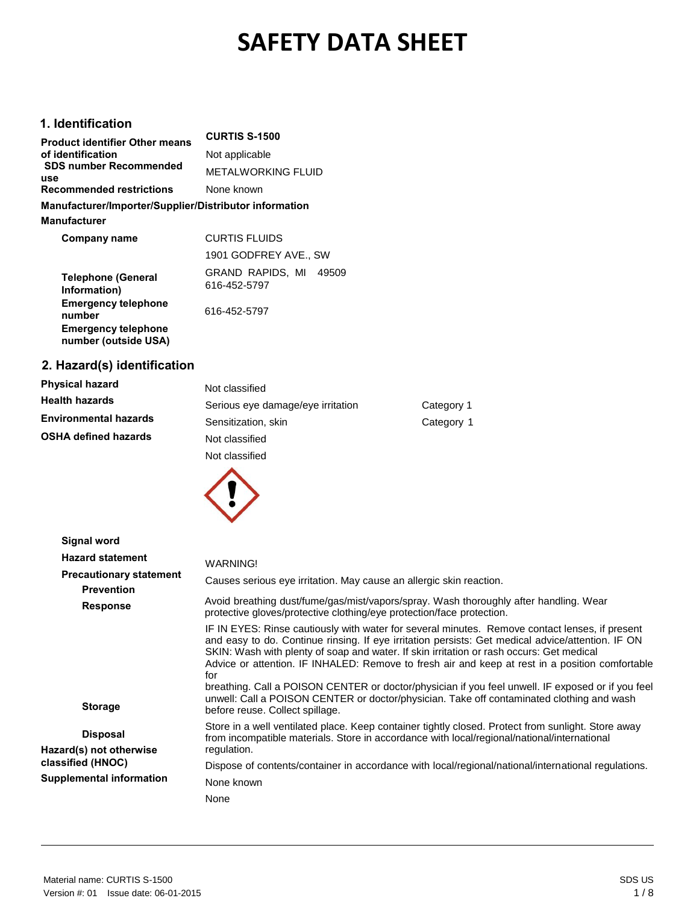# SAFETY DATA SHEET

## 1. Identification

**Product identifier** CURTIS S-1500

**Other means of identification** Not applicable

**SDS number**

**Recommended use** METALWORKING FLUID

**Recommended restrictions** None known

**Manufacturer/Importer/Supplier/Distributor information**

**Manufacturer**

**Company name** CURTIS FLUIDS
1901 GODFREY AVE., SW
GRAND RAPIDS, MI 49509

**Telephone (General Information)** 616-452-5797

**Emergency telephone number** 616-452-5797

**Emergency telephone number (outside USA)**

## 2. Hazard(s) identification

| | | |
|---|---|---|
| **Physical hazard** | Not classified | |
| **Health hazards** | Serious eye damage/eye irritation | Category 1 |
| | Sensitization, skin | Category 1 |
| **Environmental hazards** | Not classified | |
| **OSHA defined hazards** | Not classified | |

**Signal word** WARNING!

**Hazard statement** Causes serious eye irritation. May cause an allergic skin reaction.

**Precautionary statement**

**Prevention** Avoid breathing dust/fume/gas/mist/vapors/spray. Wash thoroughly after handling. Wear protective gloves/protective clothing/eye protection/face protection.

**Response** IF IN EYES: Rinse cautiously with water for several minutes. Remove contact lenses, if present and easy to do. Continue rinsing. If eye irritation persists: Get medical advice/attention. IF ON SKIN: Wash with plenty of soap and water. If skin irritation or rash occurs: Get medical Advice or attention. IF INHALED: Remove to fresh air and keep at rest in a position comfortable for breathing. Call a POISON CENTER or doctor/physician if you feel unwell. IF exposed or if you feel unwell: Call a POISON CENTER or doctor/physician. Take off contaminated clothing and wash before reuse. Collect spillage.

**Storage** Store in a well ventilated place. Keep container tightly closed. Protect from sunlight. Store away from incompatible materials. Store in accordance with local/regional/national/international regulation.

**Disposal** Dispose of contents/container in accordance with local/regional/national/international regulations.

**Hazard(s) not otherwise classified (HNOC)** None known

**Supplemental information** None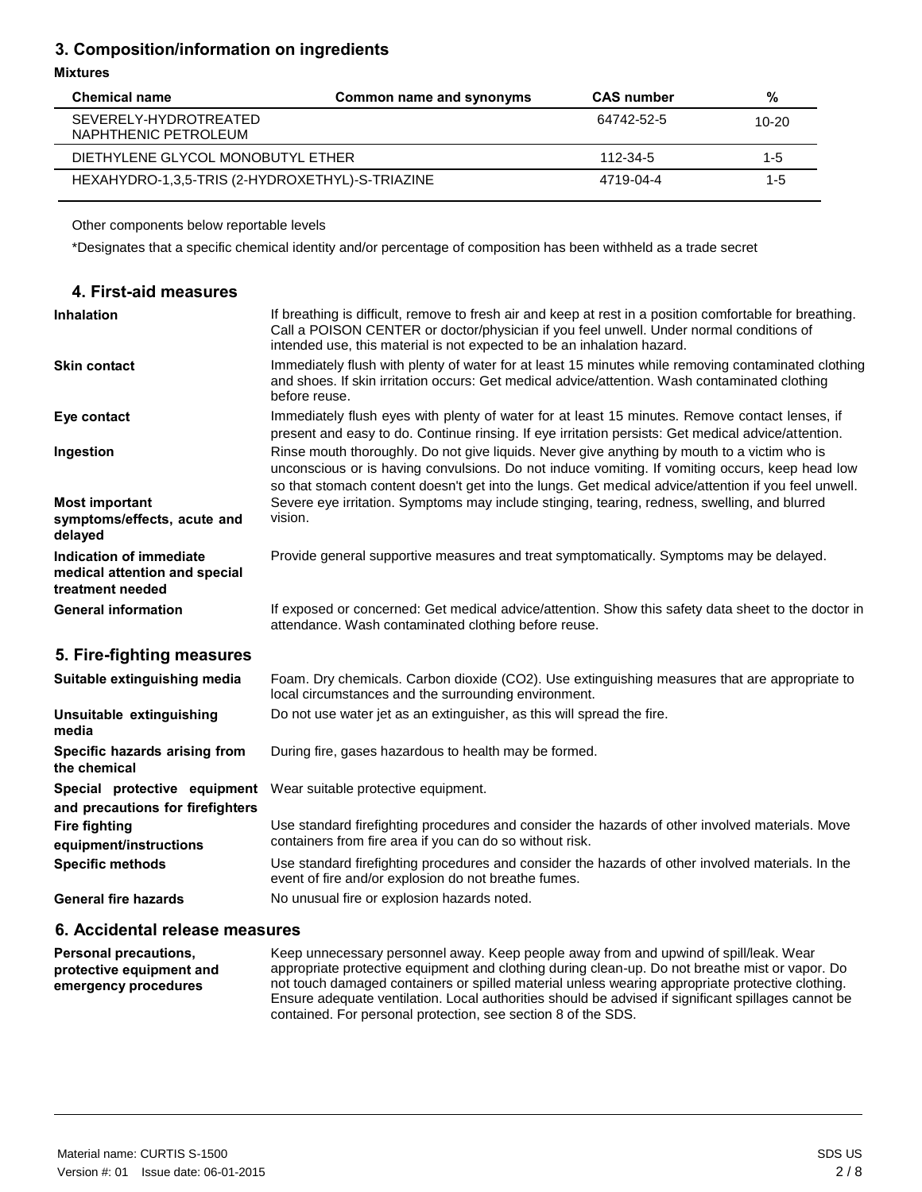## 3. Composition/information on ingredients

**Mixtures**

| Chemical name | Common name and synonyms | CAS number | % |
|---|---|---|---|
| SEVERELY-HYDROTREATED NAPHTHENIC PETROLEUM | | 64742-52-5 | 10-20 |
| DIETHYLENE GLYCOL MONOBUTYL ETHER | | 112-34-5 | 1-5 |
| HEXAHYDRO-1,3,5-TRIS (2-HYDROXETHYL)-S-TRIAZINE | | 4719-04-4 | 1-5 |

Other components below reportable levels

*Designates that a specific chemical identity and/or percentage of composition has been withheld as a trade secret

## 4. First-aid measures

**Inhalation**
If breathing is difficult, remove to fresh air and keep at rest in a position comfortable for breathing. Call a POISON CENTER or doctor/physician if you feel unwell. Under normal conditions of intended use, this material is not expected to be an inhalation hazard.

**Skin contact**
Immediately flush with plenty of water for at least 15 minutes while removing contaminated clothing and shoes. If skin irritation occurs: Get medical advice/attention. Wash contaminated clothing before reuse.

**Eye contact**
Immediately flush eyes with plenty of water for at least 15 minutes. Remove contact lenses, if present and easy to do. Continue rinsing. If eye irritation persists: Get medical advice/attention.

**Ingestion**
Rinse mouth thoroughly. Do not give liquids. Never give anything by mouth to a victim who is unconscious or is having convulsions. Do not induce vomiting. If vomiting occurs, keep head low so that stomach content doesn't get into the lungs. Get medical advice/attention if you feel unwell.

**Most important symptoms/effects, acute and delayed**
Severe eye irritation. Symptoms may include stinging, tearing, redness, swelling, and blurred vision.

**Indication of immediate medical attention and special treatment needed**
Provide general supportive measures and treat symptomatically. Symptoms may be delayed.

**General information**
If exposed or concerned: Get medical advice/attention. Show this safety data sheet to the doctor in attendance. Wash contaminated clothing before reuse.

## 5. Fire-fighting measures

**Suitable extinguishing media**
Foam. Dry chemicals. Carbon dioxide ($CO_2$). Use extinguishing measures that are appropriate to local circumstances and the surrounding environment.

**Unsuitable extinguishing media**
Do not use water jet as an extinguisher, as this will spread the fire.

**Specific hazards arising from the chemical**
During fire, gases hazardous to health may be formed.

**Special protective equipment and precautions for firefighters**
Wear suitable protective equipment.

**Fire fighting equipment/instructions**
Use standard firefighting procedures and consider the hazards of other involved materials. Move containers from fire area if you can do so without risk.

**Specific methods**
Use standard firefighting procedures and consider the hazards of other involved materials. In the event of fire and/or explosion do not breathe fumes.

**General fire hazards**
No unusual fire or explosion hazards noted.

## 6. Accidental release measures

**Personal precautions, protective equipment and emergency procedures**
Keep unnecessary personnel away. Keep people away from and upwind of spill/leak. Wear appropriate protective equipment and clothing during clean-up. Do not breathe mist or vapor. Do not touch damaged containers or spilled material unless wearing appropriate protective clothing. Ensure adequate ventilation. Local authorities should be advised if significant spillages cannot be contained. For personal protection, see section 8 of the SDS.

Material name: CURTIS S-1500
Version #: 01 Issue date: 06-01-2015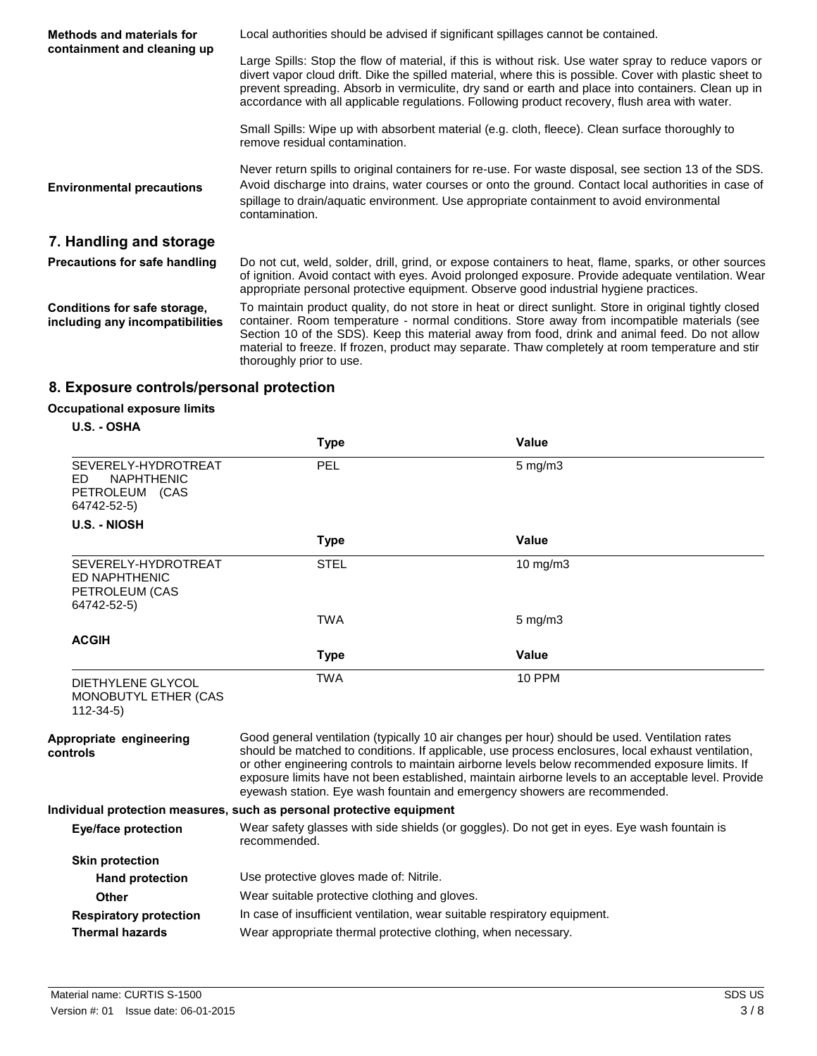**Methods and materials for containment and cleaning up**

Local authorities should be advised if significant spillages cannot be contained.

Large Spills: Stop the flow of material, if this is without risk. Use water spray to reduce vapors or divert vapor cloud drift. Dike the spilled material, where this is possible. Cover with plastic sheet to prevent spreading. Absorb in vermiculite, dry sand or earth and place into containers. Clean up in accordance with all applicable regulations. Following product recovery, flush area with water.

Small Spills: Wipe up with absorbent material (e.g. cloth, fleece). Clean surface thoroughly to remove residual contamination.

Never return spills to original containers for re-use. For waste disposal, see section 13 of the SDS.

**Environmental precautions**

Avoid discharge into drains, water courses or onto the ground. Contact local authorities in case of spillage to drain/aquatic environment. Use appropriate containment to avoid environmental contamination.

## 7. Handling and storage

**Precautions for safe handling**

Do not cut, weld, solder, drill, grind, or expose containers to heat, flame, sparks, or other sources of ignition. Avoid contact with eyes. Avoid prolonged exposure. Provide adequate ventilation. Wear appropriate personal protective equipment. Observe good industrial hygiene practices.

**Conditions for safe storage, including any incompatibilities**

To maintain product quality, do not store in heat or direct sunlight. Store in original tightly closed container. Room temperature - normal conditions. Store away from incompatible materials (see Section 10 of the SDS). Keep this material away from food, drink and animal feed. Do not allow material to freeze. If frozen, product may separate. Thaw completely at room temperature and stir thoroughly prior to use.

## 8. Exposure controls/personal protection

**Occupational exposure limits**

**U.S. - OSHA**

| | Type | Value |
|---|---|---|
| SEVERELY-HYDROTREATED NAPHTHENIC PETROLEUM (CAS 64742-52-5) | PEL | 5 mg/m3 |

**U.S. - NIOSH**

| | Type | Value |
|---|---|---|
| SEVERELY-HYDROTREATED NAPHTHENIC PETROLEUM (CAS 64742-52-5) | STEL | 10 mg/m3 |
| | TWA | 5 mg/m3 |

**ACGIH**

| | Type | Value |
|---|---|---|
| DIETHYLENE GLYCOL MONOBUTYL ETHER (CAS 112-34-5) | TWA | 10 PPM |

**Appropriate engineering controls**

Good general ventilation (typically 10 air changes per hour) should be used. Ventilation rates should be matched to conditions. If applicable, use process enclosures, local exhaust ventilation, or other engineering controls to maintain airborne levels below recommended exposure limits. If exposure limits have not been established, maintain airborne levels to an acceptable level. Provide eyewash station. Eye wash fountain and emergency showers are recommended.

**Individual protection measures, such as personal protective equipment**

**Eye/face protection**

Wear safety glasses with side shields (or goggles). Do not get in eyes. Eye wash fountain is recommended.

**Skin protection**

**Hand protection**

Use protective gloves made of: Nitrile.

**Other**

Wear suitable protective clothing and gloves.

**Respiratory protection**

In case of insufficient ventilation, wear suitable respiratory equipment.

**Thermal hazards**

Wear appropriate thermal protective clothing, when necessary.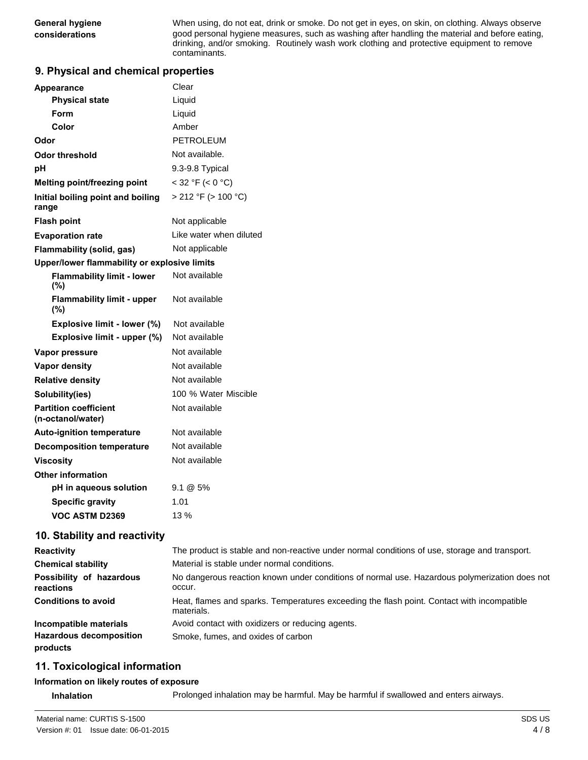| | |
|---|---|
| **General hygiene considerations** | When using, do not eat, drink or smoke. Do not get in eyes, on skin, on clothing. Always observe good personal hygiene measures, such as washing after handling the material and before eating, drinking, and/or smoking. Routinely wash work clothing and protective equipment to remove contaminants. |

## 9. Physical and chemical properties

| | |
|---|---|
| **Appearance** | Clear |
| **Physical state** | Liquid |
| **Form** | Liquid |
| **Color** | Amber |
| **Odor** | PETROLEUM |
| **Odor threshold** | Not available. |
| **pH** | 9.3-9.8 Typical |
| **Melting point/freezing point** | < 32 °F (< 0 °C) |
| **Initial boiling point and boiling range** | > 212 °F (> 100 °C) |
| **Flash point** | Not applicable |
| **Evaporation rate** | Like water when diluted |
| **Flammability (solid, gas)** | Not applicable |
| **Upper/lower flammability or explosive limits** | |
| **Flammability limit - lower (%)** | Not available |
| **Flammability limit - upper (%)** | Not available |
| **Explosive limit - lower (%)** | Not available |
| **Explosive limit - upper (%)** | Not available |
| **Vapor pressure** | Not available |
| **Vapor density** | Not available |
| **Relative density** | Not available |
| **Solubility(ies)** | 100 % Water Miscible |
| **Partition coefficient (n-octanol/water)** | Not available |
| **Auto-ignition temperature** | Not available |
| **Decomposition temperature** | Not available |
| **Viscosity** | Not available |
| **Other information** | |
| **pH in aqueous solution** | 9.1 @ 5% |
| **Specific gravity** | 1.01 |
| **VOC ASTM D2369** | 13 % |

## 10. Stability and reactivity

| | |
|---|---|
| **Reactivity** | The product is stable and non-reactive under normal conditions of use, storage and transport. |
| **Chemical stability** | Material is stable under normal conditions. |
| **Possibility of hazardous reactions** | No dangerous reaction known under conditions of normal use. Hazardous polymerization does not occur. |
| **Conditions to avoid** | Heat, flames and sparks. Temperatures exceeding the flash point. Contact with incompatible materials. |
| **Incompatible materials** | Avoid contact with oxidizers or reducing agents. |
| **Hazardous decomposition products** | Smoke, fumes, and oxides of carbon |

## 11. Toxicological information

**Information on likely routes of exposure**

| | |
|---|---|
| **Inhalation** | Prolonged inhalation may be harmful. May be harmful if swallowed and enters airways. |

Material name: CURTIS S-1500
Version #: 01 Issue date: 06-01-2015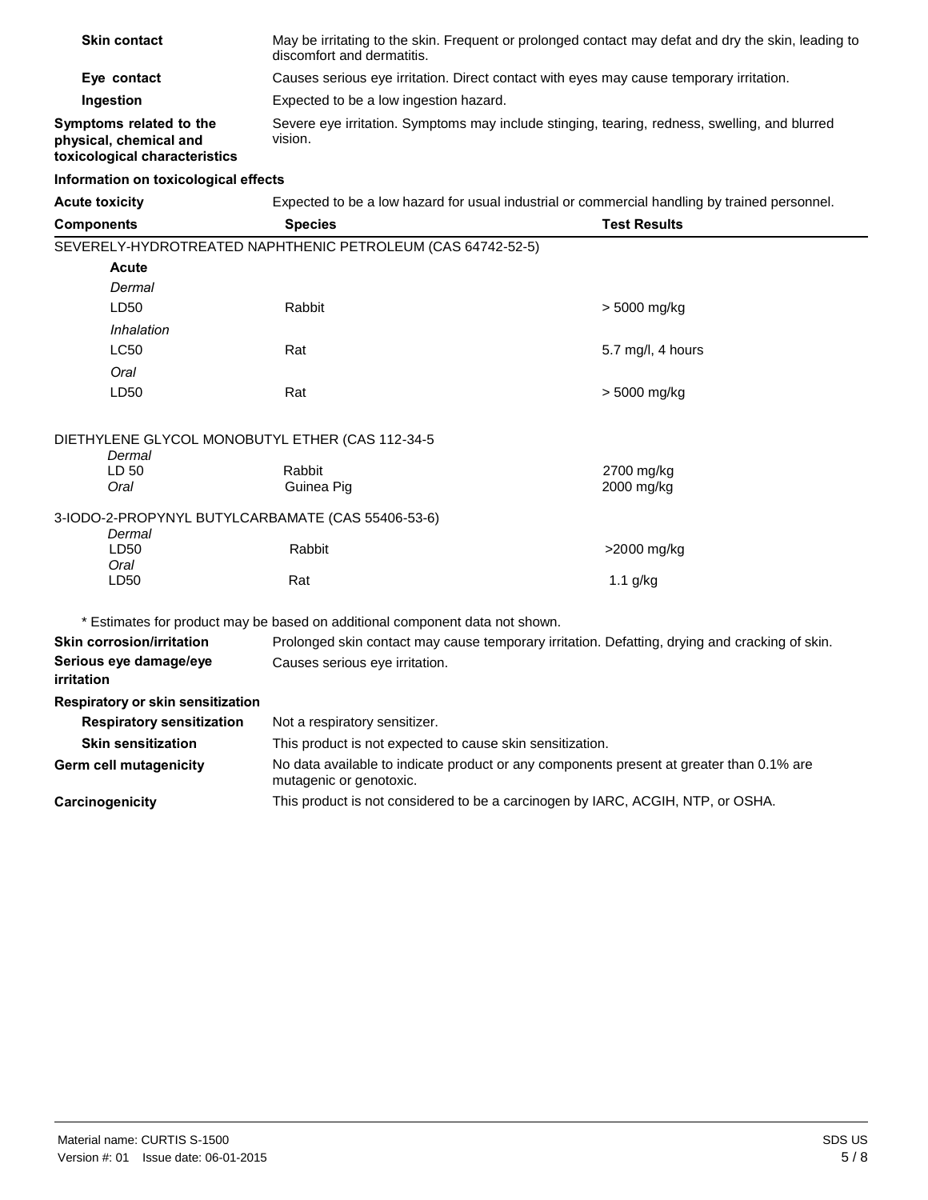| | |
|---|---|
| **Skin contact** | May be irritating to the skin. Frequent or prolonged contact may defat and dry the skin, leading to discomfort and dermatitis. |
| **Eye contact** | Causes serious eye irritation. Direct contact with eyes may cause temporary irritation. |
| **Ingestion** | Expected to be a low ingestion hazard. |
| **Symptoms related to the physical, chemical and toxicological characteristics** | Severe eye irritation. Symptoms may include stinging, tearing, redness, swelling, and blurred vision. |

**Information on toxicological effects**

**Acute toxicity** Expected to be a low hazard for usual industrial or commercial handling by trained personnel.

| Components | Species | Test Results |
|---|---|---|
| SEVERELY-HYDROTREATED NAPHTHENIC PETROLEUM (CAS 64742-52-5) | | |
| **Acute** | | |
| *Dermal* | | |
| LD50 | Rabbit | > 5000 mg/kg |
| *Inhalation* | | |
| LC50 | Rat | 5.7 mg/l, 4 hours |
| *Oral* | | |
| LD50 | Rat | > 5000 mg/kg |
| DIETHYLENE GLYCOL MONOBUTYL ETHER (CAS 112-34-5 | | |
| *Dermal* | | |
| LD 50 | Rabbit | 2700 mg/kg |
| *Oral* | Guinea Pig | 2000 mg/kg |
| 3-IODO-2-PROPYNYL BUTYLCARBAMATE (CAS 55406-53-6) | | |
| *Dermal* | | |
| LD50 | Rabbit | >2000 mg/kg |
| *Oral* | | |
| LD50 | Rat | 1.1 g/kg |

\* Estimates for product may be based on additional component data not shown.

| | |
|---|---|
| **Skin corrosion/irritation** | Prolonged skin contact may cause temporary irritation. Defatting, drying and cracking of skin. |
| **Serious eye damage/eye irritation** | Causes serious eye irritation. |
| **Respiratory or skin sensitization** | |
| **Respiratory sensitization** | Not a respiratory sensitizer. |
| **Skin sensitization** | This product is not expected to cause skin sensitization. |
| **Germ cell mutagenicity** | No data available to indicate product or any components present at greater than 0.1% are mutagenic or genotoxic. |
| **Carcinogenicity** | This product is not considered to be a carcinogen by IARC, ACGIH, NTP, or OSHA. |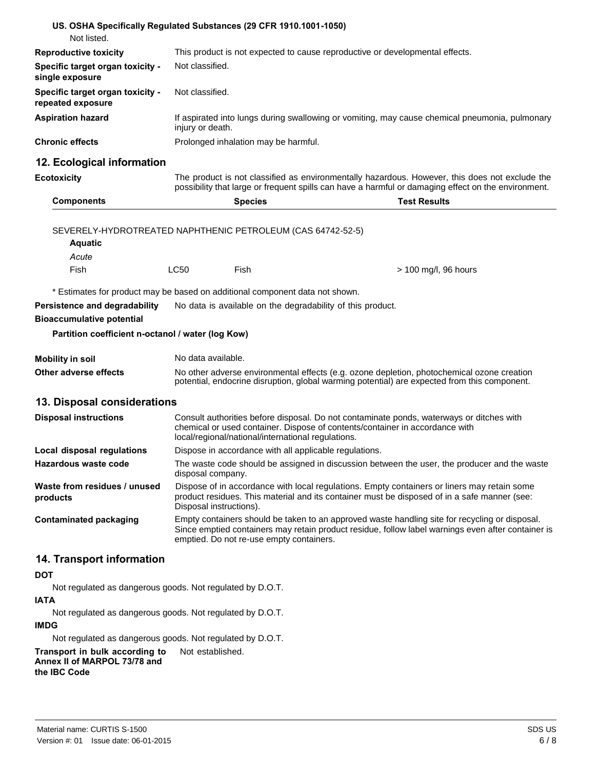**US. OSHA Specifically Regulated Substances (29 CFR 1910.1001-1050)**

Not listed.

**Reproductive toxicity** This product is not expected to cause reproductive or developmental effects.

**Specific target organ toxicity - single exposure** Not classified.

**Specific target organ toxicity - repeated exposure** Not classified.

**Aspiration hazard** If aspirated into lungs during swallowing or vomiting, may cause chemical pneumonia, pulmonary injury or death.

**Chronic effects** Prolonged inhalation may be harmful.

## 12. Ecological information

**Ecotoxicity** The product is not classified as environmentally hazardous. However, this does not exclude the possibility that large or frequent spills can have a harmful or damaging effect on the environment.

| Components | | Species | Test Results |
|---|---|---|---|
| SEVERELY-HYDROTREATED NAPHTHENIC PETROLEUM (CAS 64742-52-5) | | | |
| **Aquatic** | | | |
| *Acute* | | | |
| Fish | LC50 | Fish | > 100 mg/l, 96 hours |

\* Estimates for product may be based on additional component data not shown.

**Persistence and degradability** No data is available on the degradability of this product.

**Bioaccumulative potential**

**Partition coefficient n-octanol / water (log Kow)**

**Mobility in soil** No data available.

**Other adverse effects** No other adverse environmental effects (e.g. ozone depletion, photochemical ozone creation potential, endocrine disruption, global warming potential) are expected from this component.

## 13. Disposal considerations

**Disposal instructions** Consult authorities before disposal. Do not contaminate ponds, waterways or ditches with chemical or used container. Dispose of contents/container in accordance with local/regional/national/international regulations.

**Local disposal regulations** Dispose in accordance with all applicable regulations.

**Hazardous waste code** The waste code should be assigned in discussion between the user, the producer and the waste disposal company.

**Waste from residues / unused products** Dispose of in accordance with local regulations. Empty containers or liners may retain some product residues. This material and its container must be disposed of in a safe manner (see: Disposal instructions).

**Contaminated packaging** Empty containers should be taken to an approved waste handling site for recycling or disposal. Since emptied containers may retain product residue, follow label warnings even after container is emptied. Do not re-use empty containers.

## 14. Transport information

**DOT**

Not regulated as dangerous goods. Not regulated by D.O.T.

**IATA**

Not regulated as dangerous goods. Not regulated by D.O.T.

**IMDG**

Not regulated as dangerous goods. Not regulated by D.O.T.

**Transport in bulk according to Annex II of MARPOL 73/78 and the IBC Code** Not established.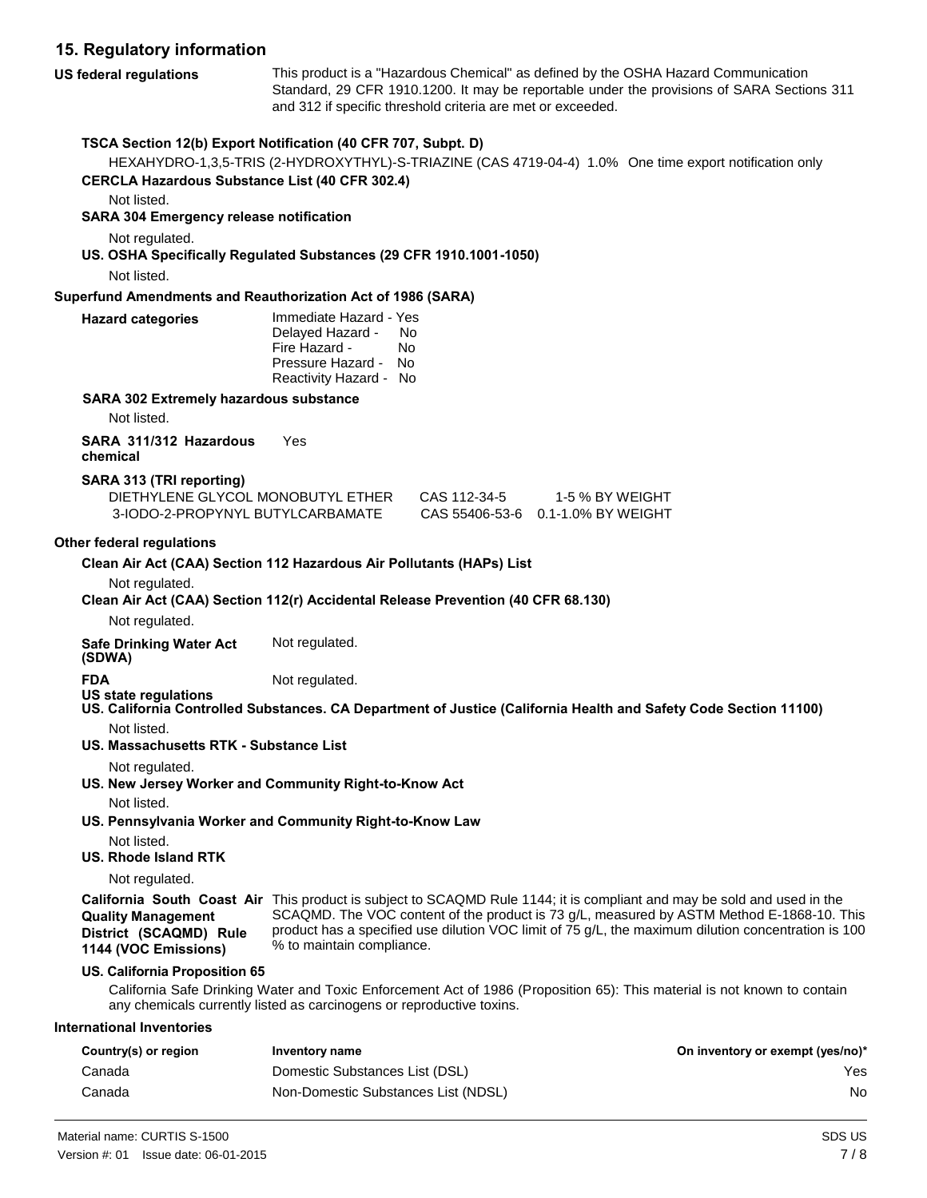## 15. Regulatory information

**US federal regulations** This product is a "Hazardous Chemical" as defined by the OSHA Hazard Communication Standard, 29 CFR 1910.1200. It may be reportable under the provisions of SARA Sections 311 and 312 if specific threshold criteria are met or exceeded.

**TSCA Section 12(b) Export Notification (40 CFR 707, Subpt. D)**

HEXAHYDRO-1,3,5-TRIS (2-HYDROXYTHYL)-S-TRIAZINE (CAS 4719-04-4) 1.0% One time export notification only

**CERCLA Hazardous Substance List (40 CFR 302.4)**

Not listed.

**SARA 304 Emergency release notification**

Not regulated.

**US. OSHA Specifically Regulated Substances (29 CFR 1910.1001-1050)**

Not listed.

**Superfund Amendments and Reauthorization Act of 1986 (SARA)**

**Hazard categories**

Immediate Hazard - Yes
Delayed Hazard - No
Fire Hazard - No
Pressure Hazard - No
Reactivity Hazard - No

**SARA 302 Extremely hazardous substance**

Not listed.

**SARA 311/312 Hazardous chemical** Yes

**SARA 313 (TRI reporting)**

| | | |
|---|---|---|
| DIETHYLENE GLYCOL MONOBUTYL ETHER | CAS 112-34-5 | 1-5 % BY WEIGHT |
| 3-IODO-2-PROPYNYL BUTYLCARBAMATE | CAS 55406-53-6 | 0.1-1.0% BY WEIGHT |

**Other federal regulations**

**Clean Air Act (CAA) Section 112 Hazardous Air Pollutants (HAPs) List**

Not regulated.

**Clean Air Act (CAA) Section 112(r) Accidental Release Prevention (40 CFR 68.130)**

Not regulated.

**Safe Drinking Water Act (SDWA)** Not regulated.

**FDA** Not regulated.

**US state regulations**

**US. California Controlled Substances. CA Department of Justice (California Health and Safety Code Section 11100)**

Not listed.

**US. Massachusetts RTK - Substance List**

Not regulated.

**US. New Jersey Worker and Community Right-to-Know Act**

Not listed.

**US. Pennsylvania Worker and Community Right-to-Know Law**

Not listed.

**US. Rhode Island RTK**

Not regulated.

**California South Coast Air Quality Management District (SCAQMD) Rule 1144 (VOC Emissions)** This product is subject to SCAQMD Rule 1144; it is compliant and may be sold and used in the SCAQMD. The VOC content of the product is 73 g/L, measured by ASTM Method E-1868-10. This product has a specified use dilution VOC limit of 75 g/L, the maximum dilution concentration is 100 % to maintain compliance.

**US. California Proposition 65**

California Safe Drinking Water and Toxic Enforcement Act of 1986 (Proposition 65): This material is not known to contain any chemicals currently listed as carcinogens or reproductive toxins.

**International Inventories**

| Country(s) or region | Inventory name | On inventory or exempt (yes/no)* |
|---|---|---|
| Canada | Domestic Substances List (DSL) | Yes |
| Canada | Non-Domestic Substances List (NDSL) | No |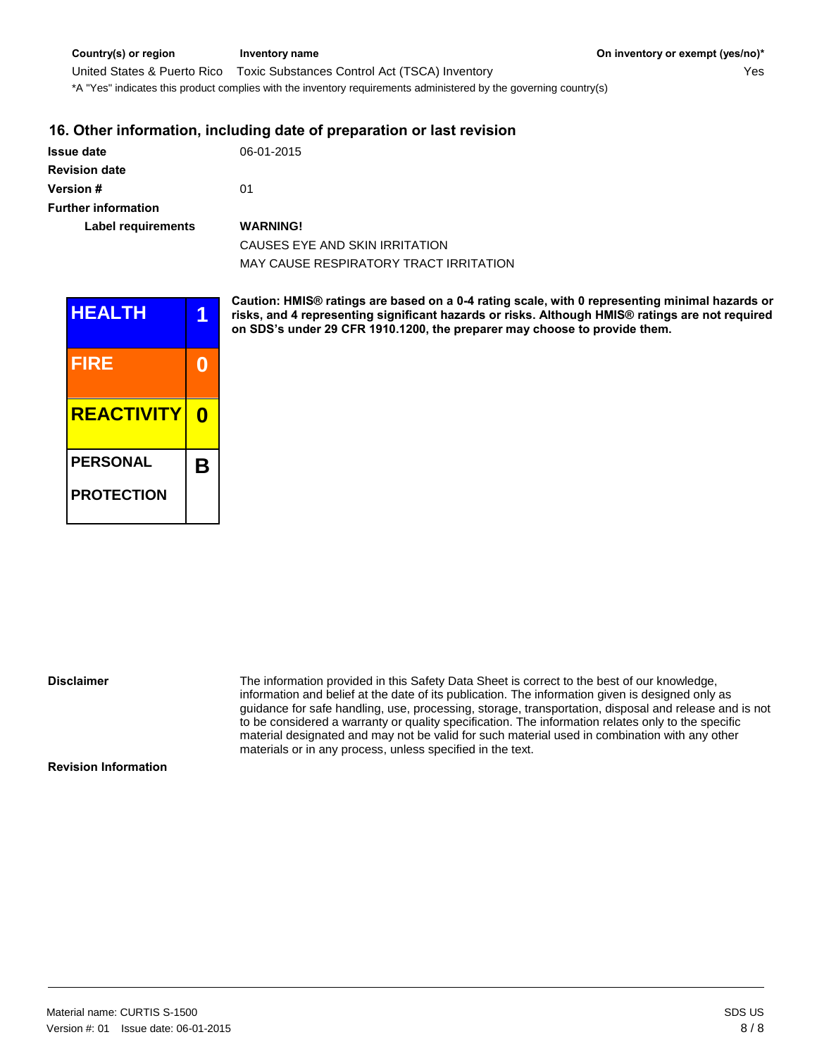| Country(s) or region | Inventory name | On inventory or exempt (yes/no)* |
|---|---|---|
| United States & Puerto Rico | Toxic Substances Control Act (TSCA) Inventory | Yes |

*A "Yes" indicates this product complies with the inventory requirements administered by the governing country(s)

## 16. Other information, including date of preparation or last revision

**Issue date** 06-01-2015

**Revision date**

**Version #** 01

**Further information**

**Label requirements**

**WARNING!**

CAUSES EYE AND SKIN IRRITATION

MAY CAUSE RESPIRATORY TRACT IRRITATION

| | |
|---|---|
| HEALTH | 1 |
| FIRE | 0 |
| REACTIVITY | 0 |
| PERSONAL PROTECTION | B |

**Caution: HMIS® ratings are based on a 0-4 rating scale, with 0 representing minimal hazards or risks, and 4 representing significant hazards or risks. Although HMIS® ratings are not required on SDS's under 29 CFR 1910.1200, the preparer may choose to provide them.**

**Disclaimer**

The information provided in this Safety Data Sheet is correct to the best of our knowledge, information and belief at the date of its publication. The information given is designed only as guidance for safe handling, use, processing, storage, transportation, disposal and release and is not to be considered a warranty or quality specification. The information relates only to the specific material designated and may not be valid for such material used in combination with any other materials or in any process, unless specified in the text.

**Revision Information**